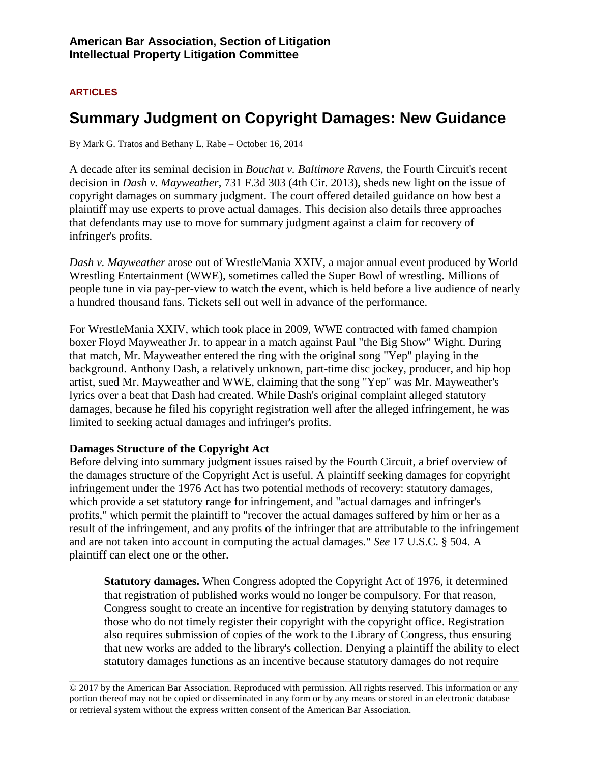**American Bar Association, Section of Litigation**
**Intellectual Property Litigation Committee**

**ARTICLES**

# Summary Judgment on Copyright Damages: New Guidance

By Mark G. Tratos and Bethany L. Rabe – October 16, 2014

A decade after its seminal decision in *Bouchat v. Baltimore Ravens*, the Fourth Circuit's recent decision in *Dash v. Mayweather*, 731 F.3d 303 (4th Cir. 2013), sheds new light on the issue of copyright damages on summary judgment. The court offered detailed guidance on how best a plaintiff may use experts to prove actual damages. This decision also details three approaches that defendants may use to move for summary judgment against a claim for recovery of infringer's profits.

*Dash v. Mayweather* arose out of WrestleMania XXIV, a major annual event produced by World Wrestling Entertainment (WWE), sometimes called the Super Bowl of wrestling. Millions of people tune in via pay-per-view to watch the event, which is held before a live audience of nearly a hundred thousand fans. Tickets sell out well in advance of the performance.

For WrestleMania XXIV, which took place in 2009, WWE contracted with famed champion boxer Floyd Mayweather Jr. to appear in a match against Paul "the Big Show" Wight. During that match, Mr. Mayweather entered the ring with the original song "Yep" playing in the background. Anthony Dash, a relatively unknown, part-time disc jockey, producer, and hip hop artist, sued Mr. Mayweather and WWE, claiming that the song "Yep" was Mr. Mayweather's lyrics over a beat that Dash had created. While Dash's original complaint alleged statutory damages, because he filed his copyright registration well after the alleged infringement, he was limited to seeking actual damages and infringer's profits.

**Damages Structure of the Copyright Act**

Before delving into summary judgment issues raised by the Fourth Circuit, a brief overview of the damages structure of the Copyright Act is useful. A plaintiff seeking damages for copyright infringement under the 1976 Act has two potential methods of recovery: statutory damages, which provide a set statutory range for infringement, and "actual damages and infringer's profits," which permit the plaintiff to "recover the actual damages suffered by him or her as a result of the infringement, and any profits of the infringer that are attributable to the infringement and are not taken into account in computing the actual damages." *See* 17 U.S.C. § 504. A plaintiff can elect one or the other.

> **Statutory damages.** When Congress adopted the Copyright Act of 1976, it determined that registration of published works would no longer be compulsory. For that reason, Congress sought to create an incentive for registration by denying statutory damages to those who do not timely register their copyright with the copyright office. Registration also requires submission of copies of the work to the Library of Congress, thus ensuring that new works are added to the library's collection. Denying a plaintiff the ability to elect statutory damages functions as an incentive because statutory damages do not require

© 2017 by the American Bar Association. Reproduced with permission. All rights reserved. This information or any portion thereof may not be copied or disseminated in any form or by any means or stored in an electronic database or retrieval system without the express written consent of the American Bar Association.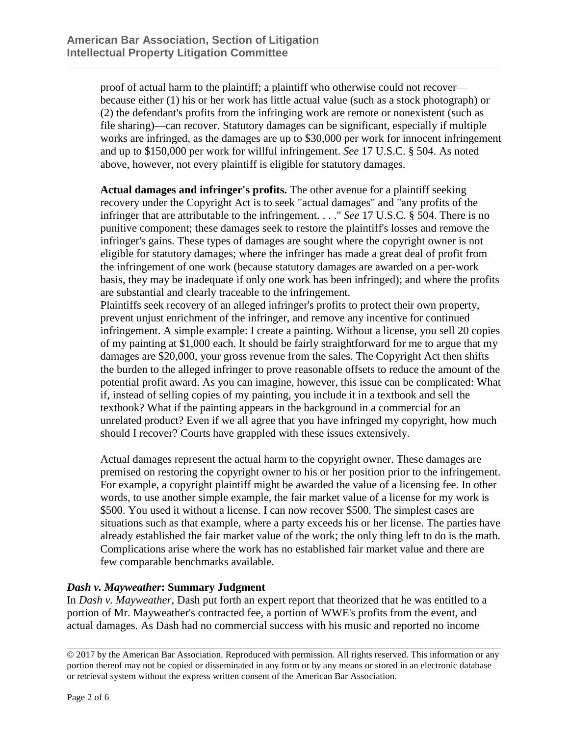proof of actual harm to the plaintiff; a plaintiff who otherwise could not recover—because either (1) his or her work has little actual value (such as a stock photograph) or (2) the defendant's profits from the infringing work are remote or nonexistent (such as file sharing)—can recover. Statutory damages can be significant, especially if multiple works are infringed, as the damages are up to $30,000 per work for innocent infringement and up to $150,000 per work for willful infringement. *See* 17 U.S.C. § 504. As noted above, however, not every plaintiff is eligible for statutory damages.

**Actual damages and infringer's profits.** The other avenue for a plaintiff seeking recovery under the Copyright Act is to seek "actual damages" and "any profits of the infringer that are attributable to the infringement. . . ." *See* 17 U.S.C. § 504. There is no punitive component; these damages seek to restore the plaintiff's losses and remove the infringer's gains. These types of damages are sought where the copyright owner is not eligible for statutory damages; where the infringer has made a great deal of profit from the infringement of one work (because statutory damages are awarded on a per-work basis, they may be inadequate if only one work has been infringed); and where the profits are substantial and clearly traceable to the infringement.

Plaintiffs seek recovery of an alleged infringer's profits to protect their own property, prevent unjust enrichment of the infringer, and remove any incentive for continued infringement. A simple example: I create a painting. Without a license, you sell 20 copies of my painting at $1,000 each. It should be fairly straightforward for me to argue that my damages are $20,000, your gross revenue from the sales. The Copyright Act then shifts the burden to the alleged infringer to prove reasonable offsets to reduce the amount of the potential profit award. As you can imagine, however, this issue can be complicated: What if, instead of selling copies of my painting, you include it in a textbook and sell the textbook? What if the painting appears in the background in a commercial for an unrelated product? Even if we all agree that you have infringed my copyright, how much should I recover? Courts have grappled with these issues extensively.

Actual damages represent the actual harm to the copyright owner. These damages are premised on restoring the copyright owner to his or her position prior to the infringement. For example, a copyright plaintiff might be awarded the value of a licensing fee. In other words, to use another simple example, the fair market value of a license for my work is $500. You used it without a license. I can now recover $500. The simplest cases are situations such as that example, where a party exceeds his or her license. The parties have already established the fair market value of the work; the only thing left to do is the math. Complications arise where the work has no established fair market value and there are few comparable benchmarks available.

### *Dash v. Mayweather*: Summary Judgment

In *Dash v. Mayweather*, Dash put forth an expert report that theorized that he was entitled to a portion of Mr. Mayweather's contracted fee, a portion of WWE's profits from the event, and actual damages. As Dash had no commercial success with his music and reported no income

© 2017 by the American Bar Association. Reproduced with permission. All rights reserved. This information or any portion thereof may not be copied or disseminated in any form or by any means or stored in an electronic database or retrieval system without the express written consent of the American Bar Association.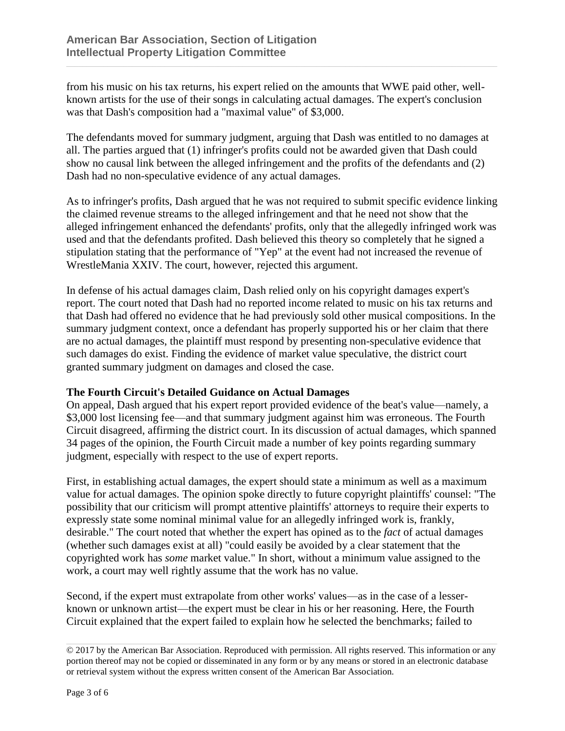from his music on his tax returns, his expert relied on the amounts that WWE paid other, well-known artists for the use of their songs in calculating actual damages. The expert's conclusion was that Dash's composition had a "maximal value" of $3,000.

The defendants moved for summary judgment, arguing that Dash was entitled to no damages at all. The parties argued that (1) infringer's profits could not be awarded given that Dash could show no causal link between the alleged infringement and the profits of the defendants and (2) Dash had no non-speculative evidence of any actual damages.

As to infringer's profits, Dash argued that he was not required to submit specific evidence linking the claimed revenue streams to the alleged infringement and that he need not show that the alleged infringement enhanced the defendants' profits, only that the allegedly infringed work was used and that the defendants profited. Dash believed this theory so completely that he signed a stipulation stating that the performance of "Yep" at the event had not increased the revenue of WrestleMania XXIV. The court, however, rejected this argument.

In defense of his actual damages claim, Dash relied only on his copyright damages expert's report. The court noted that Dash had no reported income related to music on his tax returns and that Dash had offered no evidence that he had previously sold other musical compositions. In the summary judgment context, once a defendant has properly supported his or her claim that there are no actual damages, the plaintiff must respond by presenting non-speculative evidence that such damages do exist. Finding the evidence of market value speculative, the district court granted summary judgment on damages and closed the case.

**The Fourth Circuit's Detailed Guidance on Actual Damages**

On appeal, Dash argued that his expert report provided evidence of the beat's value—namely, a $3,000 lost licensing fee—and that summary judgment against him was erroneous. The Fourth Circuit disagreed, affirming the district court. In its discussion of actual damages, which spanned 34 pages of the opinion, the Fourth Circuit made a number of key points regarding summary judgment, especially with respect to the use of expert reports.

First, in establishing actual damages, the expert should state a minimum as well as a maximum value for actual damages. The opinion spoke directly to future copyright plaintiffs' counsel: "The possibility that our criticism will prompt attentive plaintiffs' attorneys to require their experts to expressly state some nominal minimal value for an allegedly infringed work is, frankly, desirable." The court noted that whether the expert has opined as to the *fact* of actual damages (whether such damages exist at all) "could easily be avoided by a clear statement that the copyrighted work has *some* market value." In short, without a minimum value assigned to the work, a court may well rightly assume that the work has no value.

Second, if the expert must extrapolate from other works' values—as in the case of a lesser-known or unknown artist—the expert must be clear in his or her reasoning. Here, the Fourth Circuit explained that the expert failed to explain how he selected the benchmarks; failed to

© 2017 by the American Bar Association. Reproduced with permission. All rights reserved. This information or any portion thereof may not be copied or disseminated in any form or by any means or stored in an electronic database or retrieval system without the express written consent of the American Bar Association.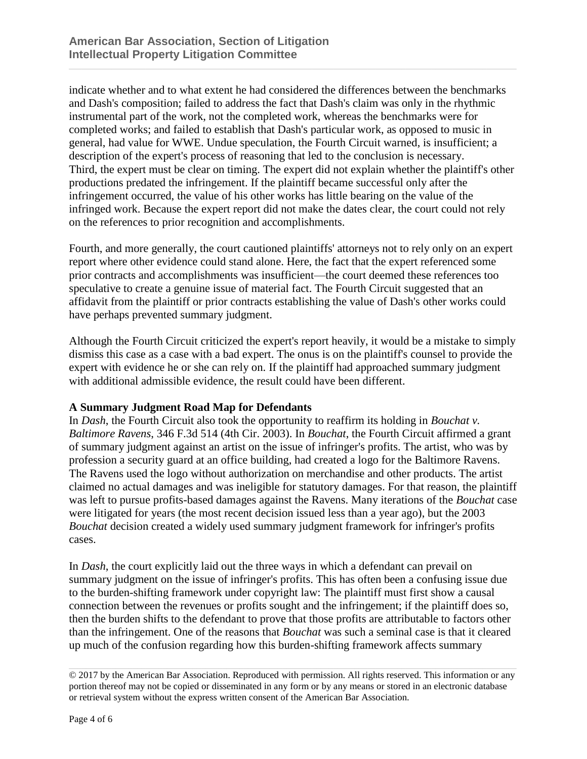indicate whether and to what extent he had considered the differences between the benchmarks and Dash's composition; failed to address the fact that Dash's claim was only in the rhythmic instrumental part of the work, not the completed work, whereas the benchmarks were for completed works; and failed to establish that Dash's particular work, as opposed to music in general, had value for WWE. Undue speculation, the Fourth Circuit warned, is insufficient; a description of the expert's process of reasoning that led to the conclusion is necessary.
Third, the expert must be clear on timing. The expert did not explain whether the plaintiff's other productions predated the infringement. If the plaintiff became successful only after the infringement occurred, the value of his other works has little bearing on the value of the infringed work. Because the expert report did not make the dates clear, the court could not rely on the references to prior recognition and accomplishments.

Fourth, and more generally, the court cautioned plaintiffs' attorneys not to rely only on an expert report where other evidence could stand alone. Here, the fact that the expert referenced some prior contracts and accomplishments was insufficient—the court deemed these references too speculative to create a genuine issue of material fact. The Fourth Circuit suggested that an affidavit from the plaintiff or prior contracts establishing the value of Dash's other works could have perhaps prevented summary judgment.

Although the Fourth Circuit criticized the expert's report heavily, it would be a mistake to simply dismiss this case as a case with a bad expert. The onus is on the plaintiff's counsel to provide the expert with evidence he or she can rely on. If the plaintiff had approached summary judgment with additional admissible evidence, the result could have been different.

**A Summary Judgment Road Map for Defendants**

In *Dash*, the Fourth Circuit also took the opportunity to reaffirm its holding in *Bouchat v. Baltimore Ravens*, 346 F.3d 514 (4th Cir. 2003). In *Bouchat*, the Fourth Circuit affirmed a grant of summary judgment against an artist on the issue of infringer's profits. The artist, who was by profession a security guard at an office building, had created a logo for the Baltimore Ravens. The Ravens used the logo without authorization on merchandise and other products. The artist claimed no actual damages and was ineligible for statutory damages. For that reason, the plaintiff was left to pursue profits-based damages against the Ravens. Many iterations of the *Bouchat* case were litigated for years (the most recent decision issued less than a year ago), but the 2003 *Bouchat* decision created a widely used summary judgment framework for infringer's profits cases.

In *Dash*, the court explicitly laid out the three ways in which a defendant can prevail on summary judgment on the issue of infringer's profits. This has often been a confusing issue due to the burden-shifting framework under copyright law: The plaintiff must first show a causal connection between the revenues or profits sought and the infringement; if the plaintiff does so, then the burden shifts to the defendant to prove that those profits are attributable to factors other than the infringement. One of the reasons that *Bouchat* was such a seminal case is that it cleared up much of the confusion regarding how this burden-shifting framework affects summary

© 2017 by the American Bar Association. Reproduced with permission. All rights reserved. This information or any portion thereof may not be copied or disseminated in any form or by any means or stored in an electronic database or retrieval system without the express written consent of the American Bar Association.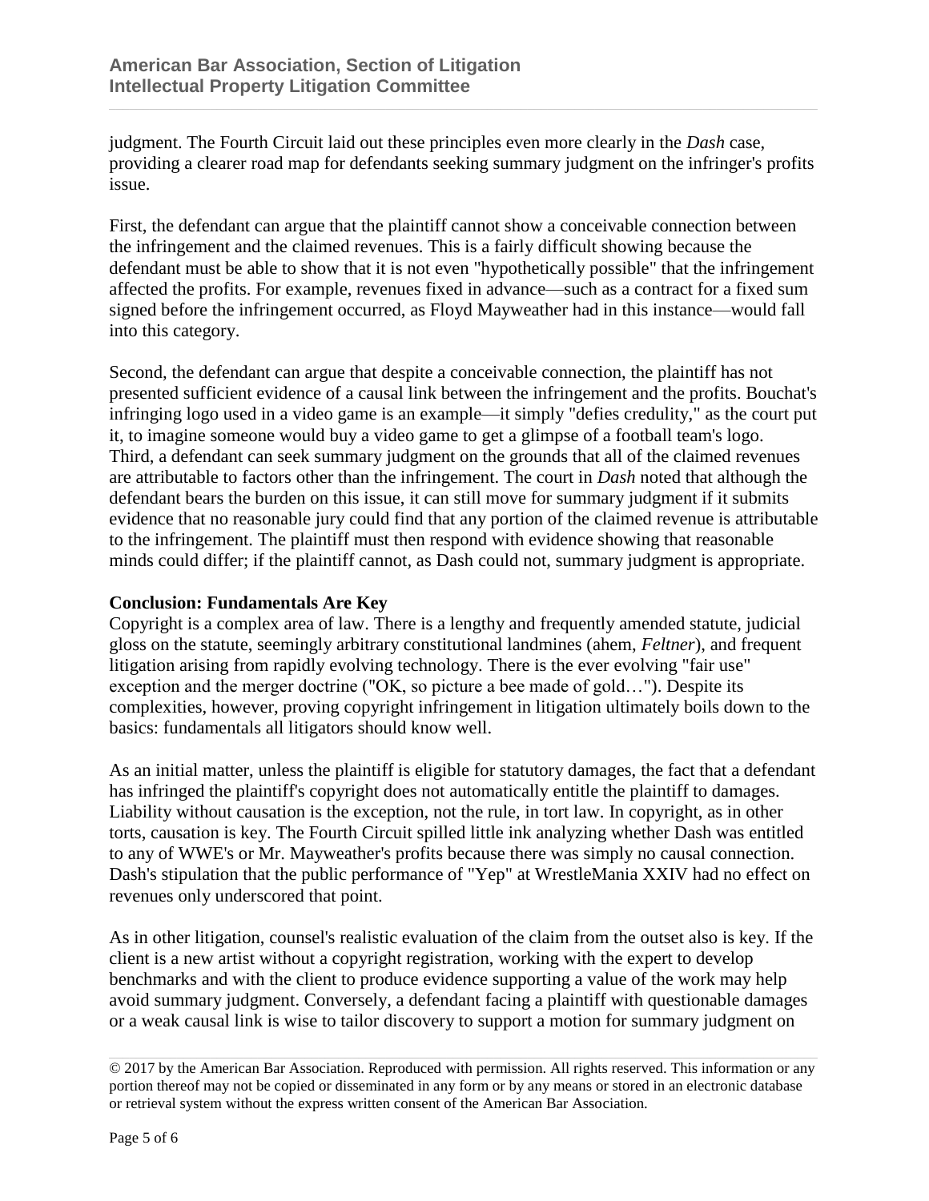judgment. The Fourth Circuit laid out these principles even more clearly in the *Dash* case, providing a clearer road map for defendants seeking summary judgment on the infringer's profits issue.

First, the defendant can argue that the plaintiff cannot show a conceivable connection between the infringement and the claimed revenues. This is a fairly difficult showing because the defendant must be able to show that it is not even "hypothetically possible" that the infringement affected the profits. For example, revenues fixed in advance—such as a contract for a fixed sum signed before the infringement occurred, as Floyd Mayweather had in this instance—would fall into this category.

Second, the defendant can argue that despite a conceivable connection, the plaintiff has not presented sufficient evidence of a causal link between the infringement and the profits. Bouchat's infringing logo used in a video game is an example—it simply "defies credulity," as the court put it, to imagine someone would buy a video game to get a glimpse of a football team's logo. Third, a defendant can seek summary judgment on the grounds that all of the claimed revenues are attributable to factors other than the infringement. The court in *Dash* noted that although the defendant bears the burden on this issue, it can still move for summary judgment if it submits evidence that no reasonable jury could find that any portion of the claimed revenue is attributable to the infringement. The plaintiff must then respond with evidence showing that reasonable minds could differ; if the plaintiff cannot, as Dash could not, summary judgment is appropriate.

**Conclusion: Fundamentals Are Key**

Copyright is a complex area of law. There is a lengthy and frequently amended statute, judicial gloss on the statute, seemingly arbitrary constitutional landmines (ahem, *Feltner*), and frequent litigation arising from rapidly evolving technology. There is the ever evolving "fair use" exception and the merger doctrine ("OK, so picture a bee made of gold…"). Despite its complexities, however, proving copyright infringement in litigation ultimately boils down to the basics: fundamentals all litigators should know well.

As an initial matter, unless the plaintiff is eligible for statutory damages, the fact that a defendant has infringed the plaintiff's copyright does not automatically entitle the plaintiff to damages. Liability without causation is the exception, not the rule, in tort law. In copyright, as in other torts, causation is key. The Fourth Circuit spilled little ink analyzing whether Dash was entitled to any of WWE's or Mr. Mayweather's profits because there was simply no causal connection. Dash's stipulation that the public performance of "Yep" at WrestleMania XXIV had no effect on revenues only underscored that point.

As in other litigation, counsel's realistic evaluation of the claim from the outset also is key. If the client is a new artist without a copyright registration, working with the expert to develop benchmarks and with the client to produce evidence supporting a value of the work may help avoid summary judgment. Conversely, a defendant facing a plaintiff with questionable damages or a weak causal link is wise to tailor discovery to support a motion for summary judgment on

© 2017 by the American Bar Association. Reproduced with permission. All rights reserved. This information or any portion thereof may not be copied or disseminated in any form or by any means or stored in an electronic database or retrieval system without the express written consent of the American Bar Association.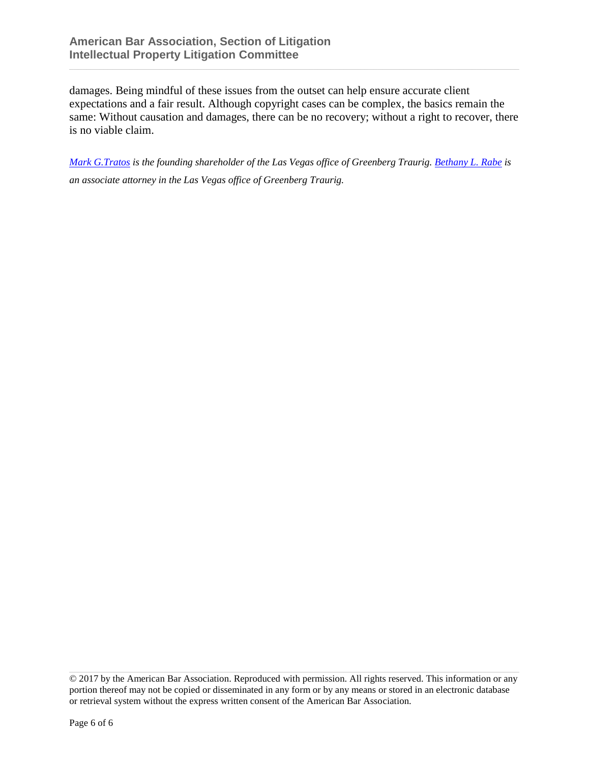damages. Being mindful of these issues from the outset can help ensure accurate client expectations and a fair result. Although copyright cases can be complex, the basics remain the same: Without causation and damages, there can be no recovery; without a right to recover, there is no viable claim.

*Mark G.Tratos is the founding shareholder of the Las Vegas office of Greenberg Traurig. Bethany L. Rabe is an associate attorney in the Las Vegas office of Greenberg Traurig.*

© 2017 by the American Bar Association. Reproduced with permission. All rights reserved. This information or any portion thereof may not be copied or disseminated in any form or by any means or stored in an electronic database or retrieval system without the express written consent of the American Bar Association.